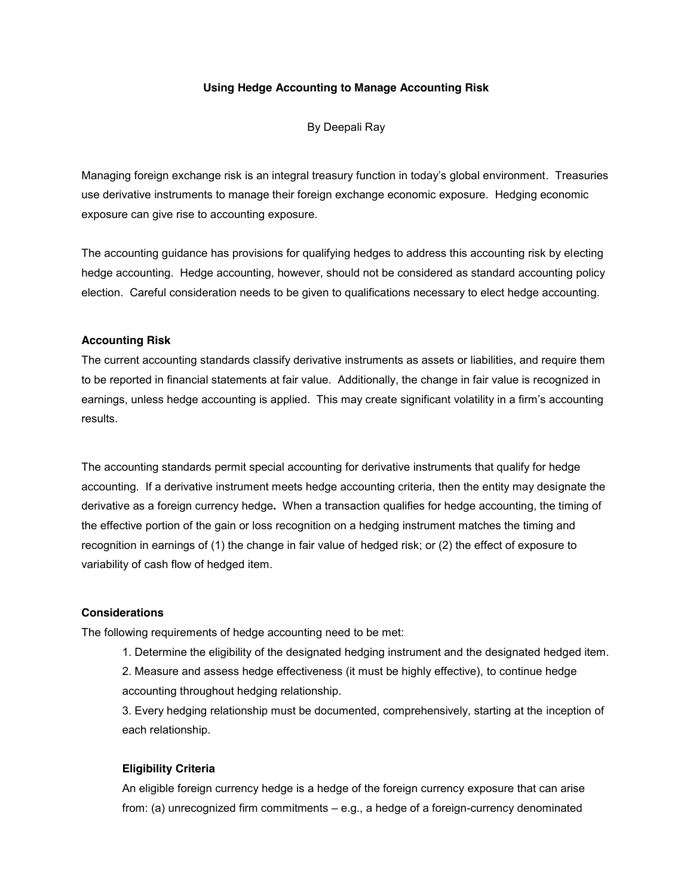# Using Hedge Accounting to Manage Accounting Risk

By Deepali Ray

Managing foreign exchange risk is an integral treasury function in today's global environment. Treasuries use derivative instruments to manage their foreign exchange economic exposure. Hedging economic exposure can give rise to accounting exposure.

The accounting guidance has provisions for qualifying hedges to address this accounting risk by electing hedge accounting. Hedge accounting, however, should not be considered as standard accounting policy election. Careful consideration needs to be given to qualifications necessary to elect hedge accounting.

## Accounting Risk

The current accounting standards classify derivative instruments as assets or liabilities, and require them to be reported in financial statements at fair value. Additionally, the change in fair value is recognized in earnings, unless hedge accounting is applied. This may create significant volatility in a firm's accounting results.

The accounting standards permit special accounting for derivative instruments that qualify for hedge accounting. If a derivative instrument meets hedge accounting criteria, then the entity may designate the derivative as a foreign currency hedge**.** When a transaction qualifies for hedge accounting, the timing of the effective portion of the gain or loss recognition on a hedging instrument matches the timing and recognition in earnings of (1) the change in fair value of hedged risk; or (2) the effect of exposure to variability of cash flow of hedged item.

## Considerations

The following requirements of hedge accounting need to be met:

1. Determine the eligibility of the designated hedging instrument and the designated hedged item.
2. Measure and assess hedge effectiveness (it must be highly effective), to continue hedge accounting throughout hedging relationship.
3. Every hedging relationship must be documented, comprehensively, starting at the inception of each relationship.

### Eligibility Criteria

An eligible foreign currency hedge is a hedge of the foreign currency exposure that can arise from: (a) unrecognized firm commitments – e.g., a hedge of a foreign-currency denominated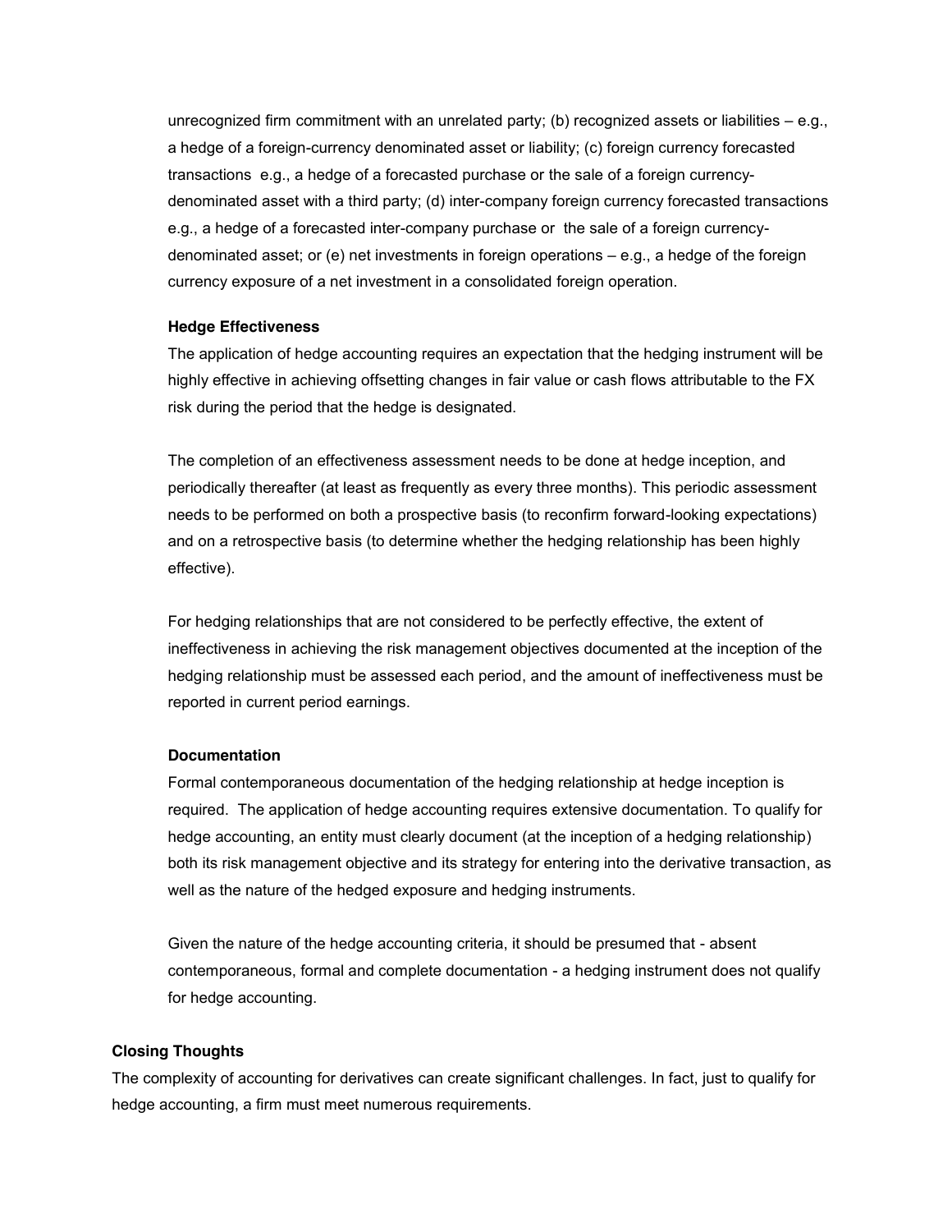unrecognized firm commitment with an unrelated party; (b) recognized assets or liabilities – e.g., a hedge of a foreign-currency denominated asset or liability; (c) foreign currency forecasted transactions  e.g., a hedge of a forecasted purchase or the sale of a foreign currency-denominated asset with a third party; (d) inter-company foreign currency forecasted transactions e.g., a hedge of a forecasted inter-company purchase or  the sale of a foreign currency-denominated asset; or (e) net investments in foreign operations – e.g., a hedge of the foreign currency exposure of a net investment in a consolidated foreign operation.

**Hedge Effectiveness**

The application of hedge accounting requires an expectation that the hedging instrument will be highly effective in achieving offsetting changes in fair value or cash flows attributable to the FX risk during the period that the hedge is designated.

The completion of an effectiveness assessment needs to be done at hedge inception, and periodically thereafter (at least as frequently as every three months). This periodic assessment needs to be performed on both a prospective basis (to reconfirm forward-looking expectations) and on a retrospective basis (to determine whether the hedging relationship has been highly effective).

For hedging relationships that are not considered to be perfectly effective, the extent of ineffectiveness in achieving the risk management objectives documented at the inception of the hedging relationship must be assessed each period, and the amount of ineffectiveness must be reported in current period earnings.

**Documentation**

Formal contemporaneous documentation of the hedging relationship at hedge inception is required.  The application of hedge accounting requires extensive documentation. To qualify for hedge accounting, an entity must clearly document (at the inception of a hedging relationship) both its risk management objective and its strategy for entering into the derivative transaction, as well as the nature of the hedged exposure and hedging instruments.

Given the nature of the hedge accounting criteria, it should be presumed that - absent contemporaneous, formal and complete documentation - a hedging instrument does not qualify for hedge accounting.

## Closing Thoughts

The complexity of accounting for derivatives can create significant challenges. In fact, just to qualify for hedge accounting, a firm must meet numerous requirements.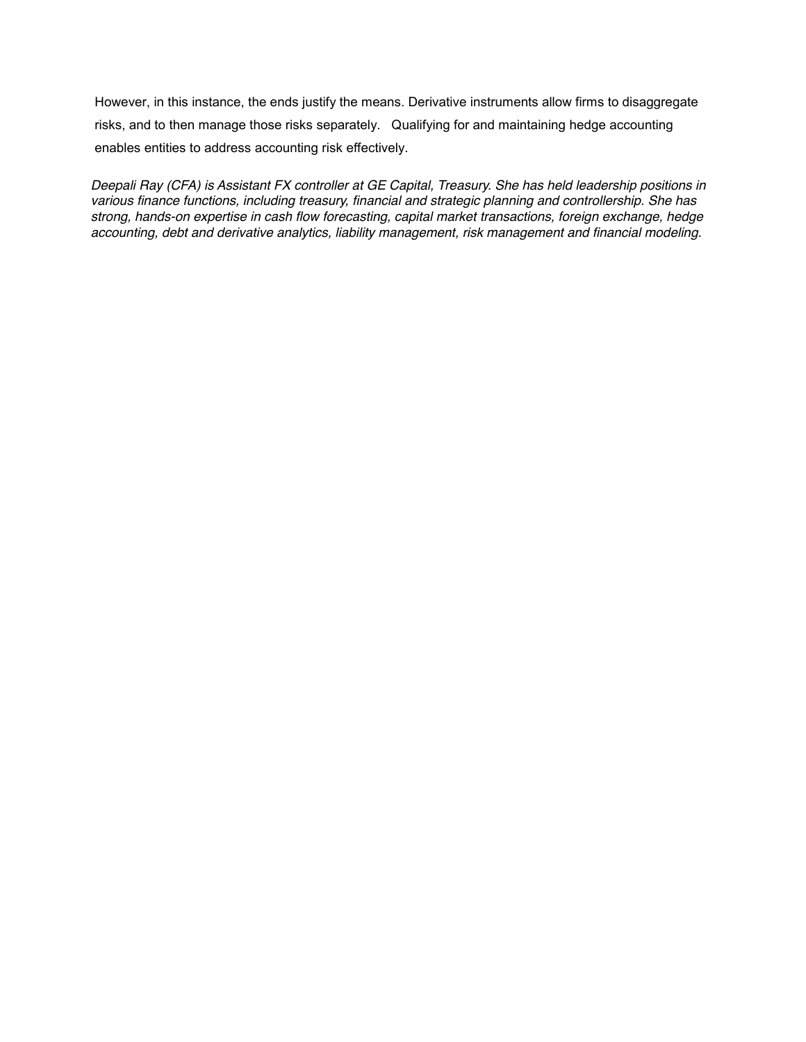However, in this instance, the ends justify the means. Derivative instruments allow firms to disaggregate risks, and to then manage those risks separately. Qualifying for and maintaining hedge accounting enables entities to address accounting risk effectively.

*Deepali Ray (CFA) is Assistant FX controller at GE Capital, Treasury. She has held leadership positions in various finance functions, including treasury, financial and strategic planning and controllership. She has strong, hands-on expertise in cash flow forecasting, capital market transactions, foreign exchange, hedge accounting, debt and derivative analytics, liability management, risk management and financial modeling.*